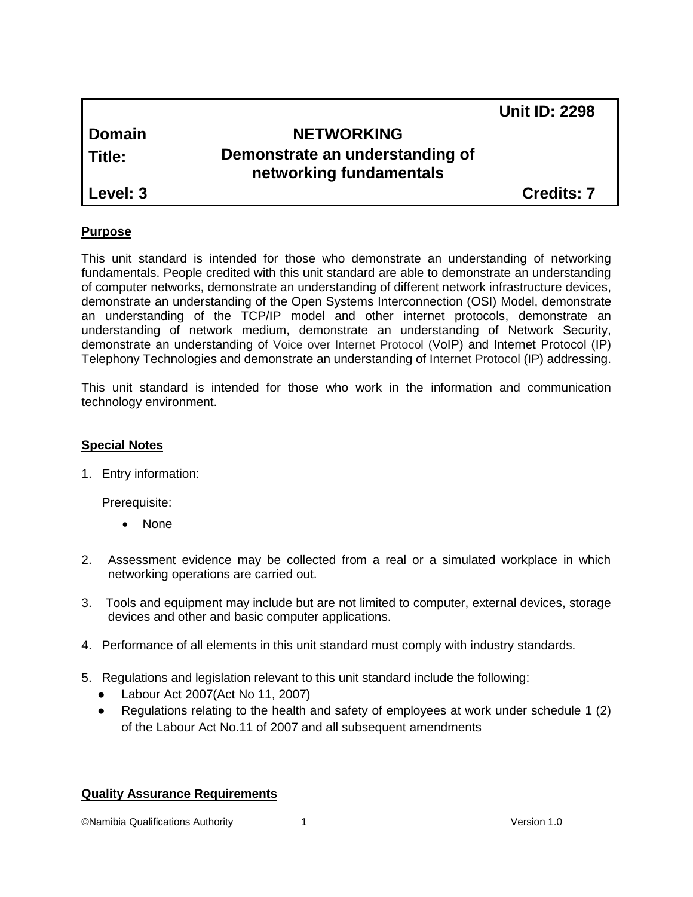| | | Unit ID: 2298 |
|---|---|---|
| **Domain** | **NETWORKING** | |
| **Title:** | **Demonstrate an understanding of networking fundamentals** | |
| **Level: 3** | | **Credits: 7** |

## Purpose

This unit standard is intended for those who demonstrate an understanding of networking fundamentals. People credited with this unit standard are able to demonstrate an understanding of computer networks, demonstrate an understanding of different network infrastructure devices, demonstrate an understanding of the Open Systems Interconnection (OSI) Model, demonstrate an understanding of the TCP/IP model and other internet protocols, demonstrate an understanding of network medium, demonstrate an understanding of Network Security, demonstrate an understanding of Voice over Internet Protocol (VoIP) and Internet Protocol (IP) Telephony Technologies and demonstrate an understanding of Internet Protocol (IP) addressing.

This unit standard is intended for those who work in the information and communication technology environment.

## Special Notes

1. Entry information:

   Prerequisite:

   - None

2. Assessment evidence may be collected from a real or a simulated workplace in which networking operations are carried out.

3. Tools and equipment may include but are not limited to computer, external devices, storage devices and other and basic computer applications.

4. Performance of all elements in this unit standard must comply with industry standards.

5. Regulations and legislation relevant to this unit standard include the following:
   - Labour Act 2007(Act No 11, 2007)
   - Regulations relating to the health and safety of employees at work under schedule 1 (2) of the Labour Act No.11 of 2007 and all subsequent amendments

## Quality Assurance Requirements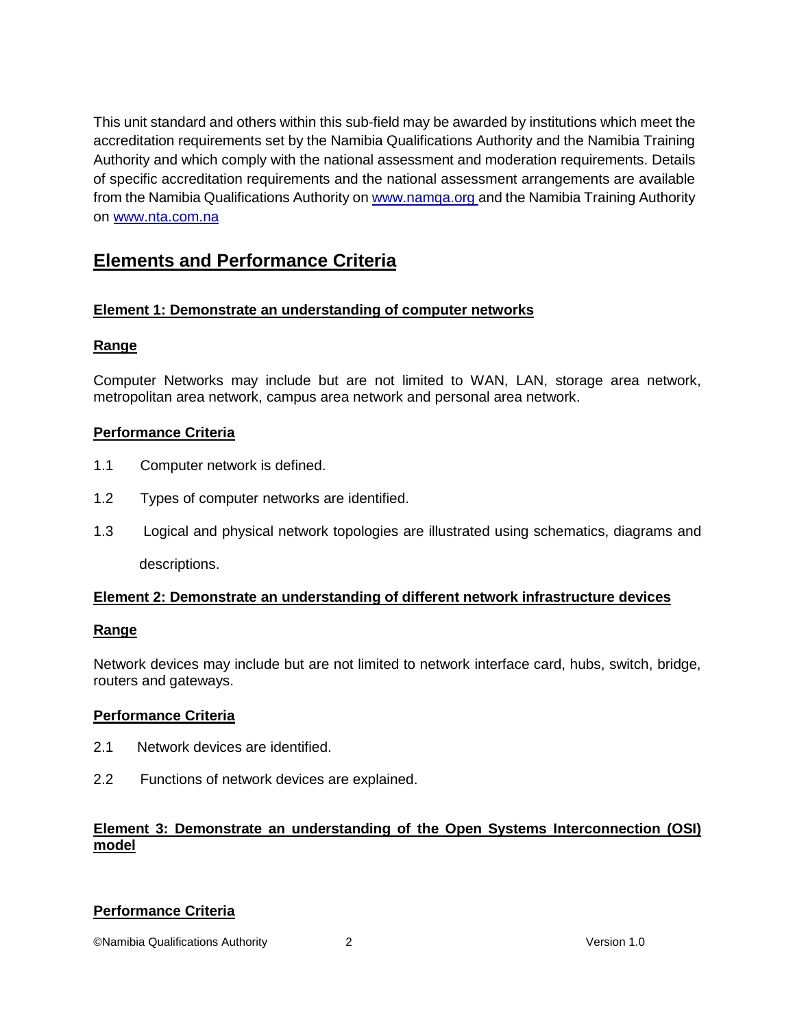This unit standard and others within this sub-field may be awarded by institutions which meet the accreditation requirements set by the Namibia Qualifications Authority and the Namibia Training Authority and which comply with the national assessment and moderation requirements. Details of specific accreditation requirements and the national assessment arrangements are available from the Namibia Qualifications Authority on www.namqa.org and the Namibia Training Authority on www.nta.com.na

## Elements and Performance Criteria

### Element 1: Demonstrate an understanding of computer networks

#### Range

Computer Networks may include but are not limited to WAN, LAN, storage area network, metropolitan area network, campus area network and personal area network.

#### Performance Criteria

1.1 Computer network is defined.

1.2 Types of computer networks are identified.

1.3 Logical and physical network topologies are illustrated using schematics, diagrams and descriptions.

### Element 2: Demonstrate an understanding of different network infrastructure devices

#### Range

Network devices may include but are not limited to network interface card, hubs, switch, bridge, routers and gateways.

#### Performance Criteria

2.1 Network devices are identified.

2.2 Functions of network devices are explained.

### Element 3: Demonstrate an understanding of the Open Systems Interconnection (OSI) model

#### Performance Criteria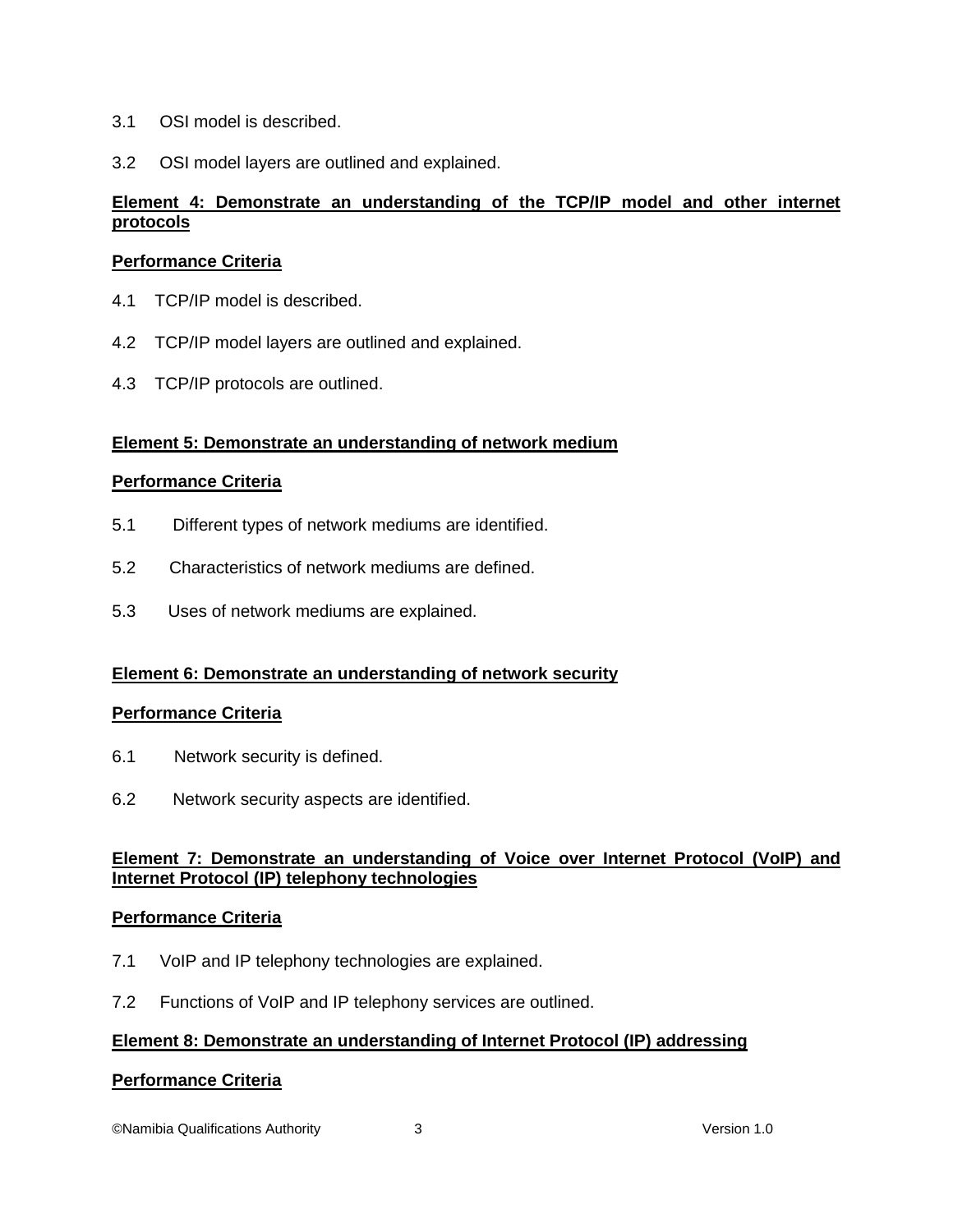3.1 OSI model is described.

3.2 OSI model layers are outlined and explained.

**Element 4: Demonstrate an understanding of the TCP/IP model and other internet protocols**

**Performance Criteria**

4.1 TCP/IP model is described.

4.2 TCP/IP model layers are outlined and explained.

4.3 TCP/IP protocols are outlined.

**Element 5: Demonstrate an understanding of network medium**

**Performance Criteria**

5.1 Different types of network mediums are identified.

5.2 Characteristics of network mediums are defined.

5.3 Uses of network mediums are explained.

**Element 6: Demonstrate an understanding of network security**

**Performance Criteria**

6.1 Network security is defined.

6.2 Network security aspects are identified.

**Element 7: Demonstrate an understanding of Voice over Internet Protocol (VoIP) and Internet Protocol (IP) telephony technologies**

**Performance Criteria**

7.1 VoIP and IP telephony technologies are explained.

7.2 Functions of VoIP and IP telephony services are outlined.

**Element 8: Demonstrate an understanding of Internet Protocol (IP) addressing**

**Performance Criteria**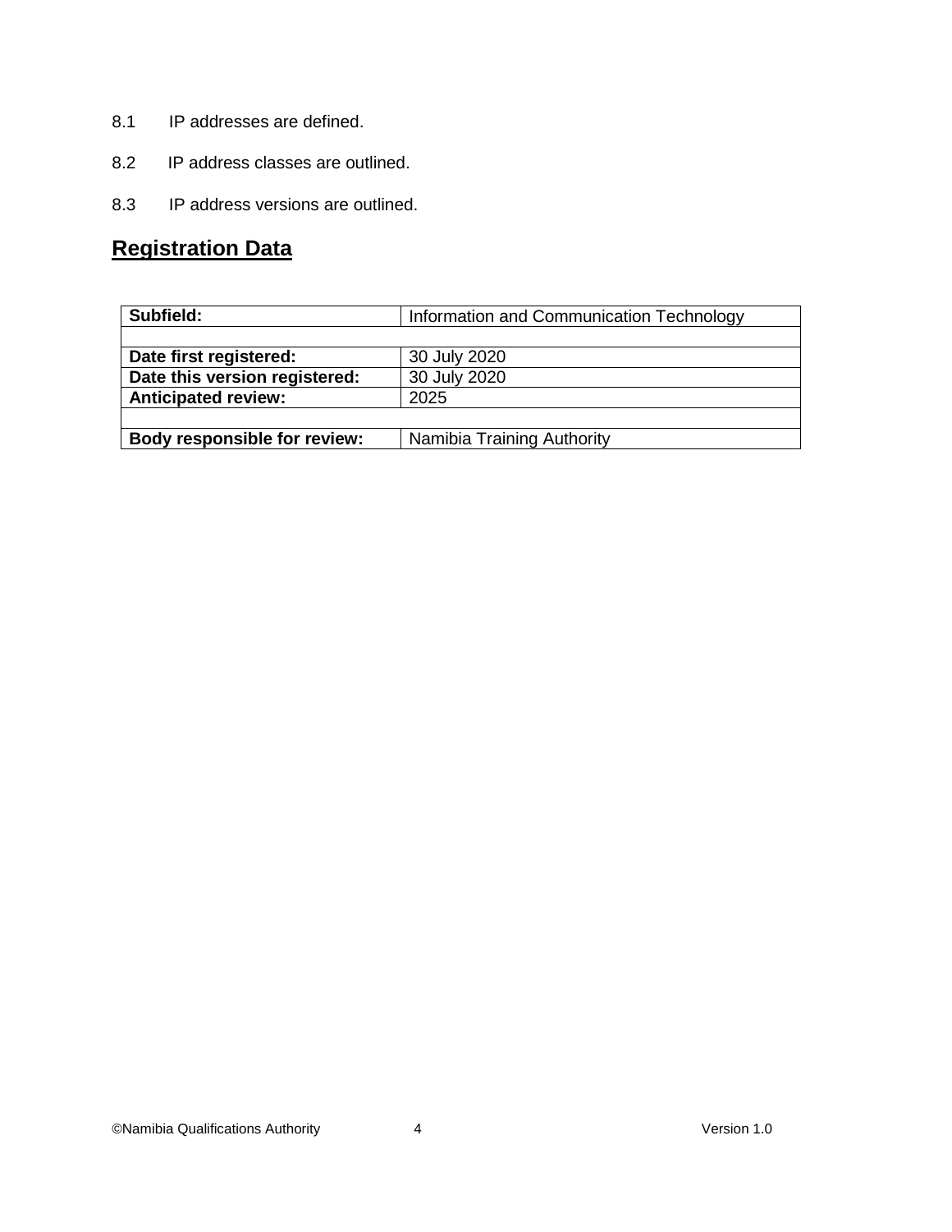8.1 IP addresses are defined.

8.2 IP address classes are outlined.

8.3 IP address versions are outlined.

## Registration Data

| | |
|---|---|
| **Subfield:** | Information and Communication Technology |
| | |
| **Date first registered:** | 30 July 2020 |
| **Date this version registered:** | 30 July 2020 |
| **Anticipated review:** | 2025 |
| | |
| **Body responsible for review:** | Namibia Training Authority |